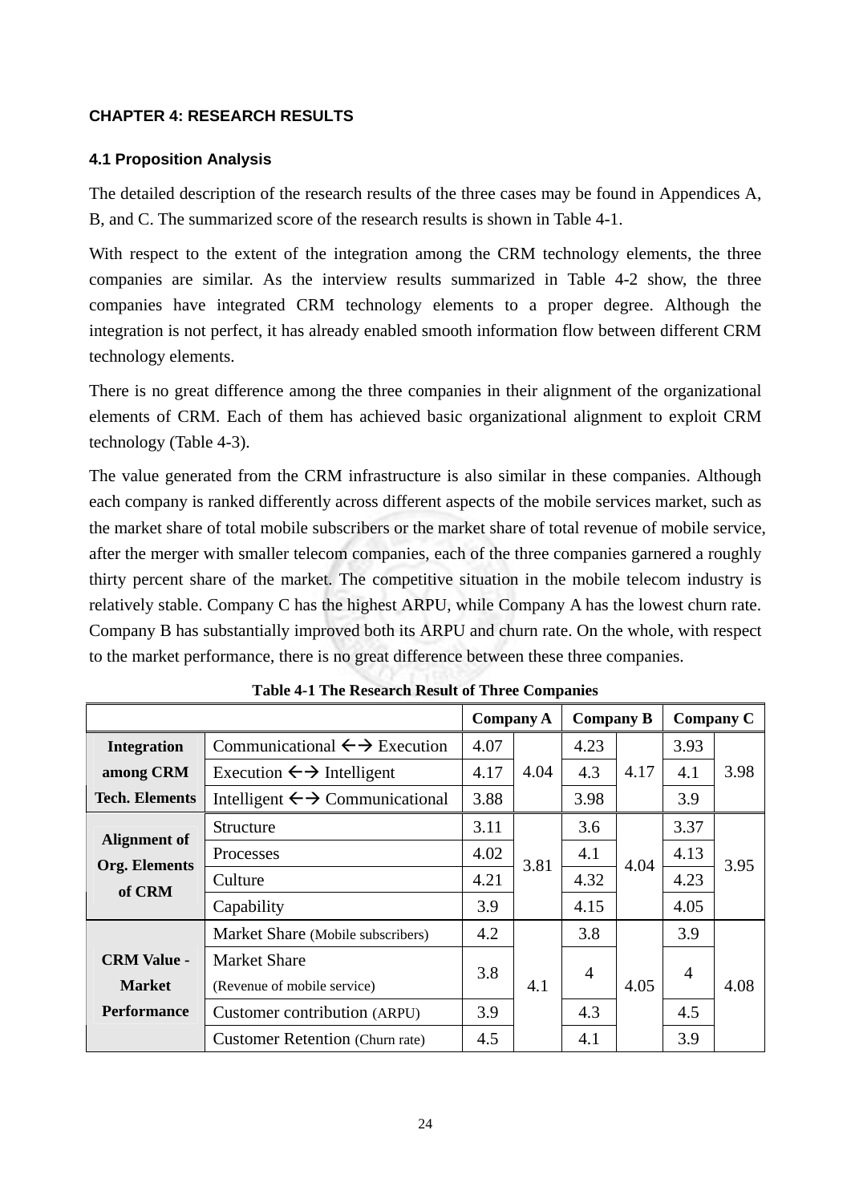## CHAPTER 4: RESEARCH RESULTS

### 4.1 Proposition Analysis

The detailed description of the research results of the three cases may be found in Appendices A, B, and C. The summarized score of the research results is shown in Table 4-1.

With respect to the extent of the integration among the CRM technology elements, the three companies are similar. As the interview results summarized in Table 4-2 show, the three companies have integrated CRM technology elements to a proper degree. Although the integration is not perfect, it has already enabled smooth information flow between different CRM technology elements.

There is no great difference among the three companies in their alignment of the organizational elements of CRM. Each of them has achieved basic organizational alignment to exploit CRM technology (Table 4-3).

The value generated from the CRM infrastructure is also similar in these companies. Although each company is ranked differently across different aspects of the mobile services market, such as the market share of total mobile subscribers or the market share of total revenue of mobile service, after the merger with smaller telecom companies, each of the three companies garnered a roughly thirty percent share of the market. The competitive situation in the mobile telecom industry is relatively stable. Company C has the highest ARPU, while Company A has the lowest churn rate. Company B has substantially improved both its ARPU and churn rate. On the whole, with respect to the market performance, there is no great difference between these three companies.

**Table 4-1 The Research Result of Three Companies**

| | | Company A | | Company B | | Company C | |
|---|---|---|---|---|---|---|---|
| **Integration among CRM Tech. Elements** | Communicational ←→ Execution | 4.07 | 4.04 | 4.23 | 4.17 | 3.93 | 3.98 |
| | Execution ←→ Intelligent | 4.17 | | 4.3 | | 4.1 | |
| | Intelligent ←→ Communicational | 3.88 | | 3.98 | | 3.9 | |
| **Alignment of Org. Elements of CRM** | Structure | 3.11 | 3.81 | 3.6 | 4.04 | 3.37 | 3.95 |
| | Processes | 4.02 | | 4.1 | | 4.13 | |
| | Culture | 4.21 | | 4.32 | | 4.23 | |
| | Capability | 3.9 | | 4.15 | | 4.05 | |
| **CRM Value - Market Performance** | Market Share (Mobile subscribers) | 4.2 | 4.1 | 3.8 | 4.05 | 3.9 | 4.08 |
| | Market Share (Revenue of mobile service) | 3.8 | | 4 | | 4 | |
| | Customer contribution (ARPU) | 3.9 | | 4.3 | | 4.5 | |
| | Customer Retention (Churn rate) | 4.5 | | 4.1 | | 3.9 | |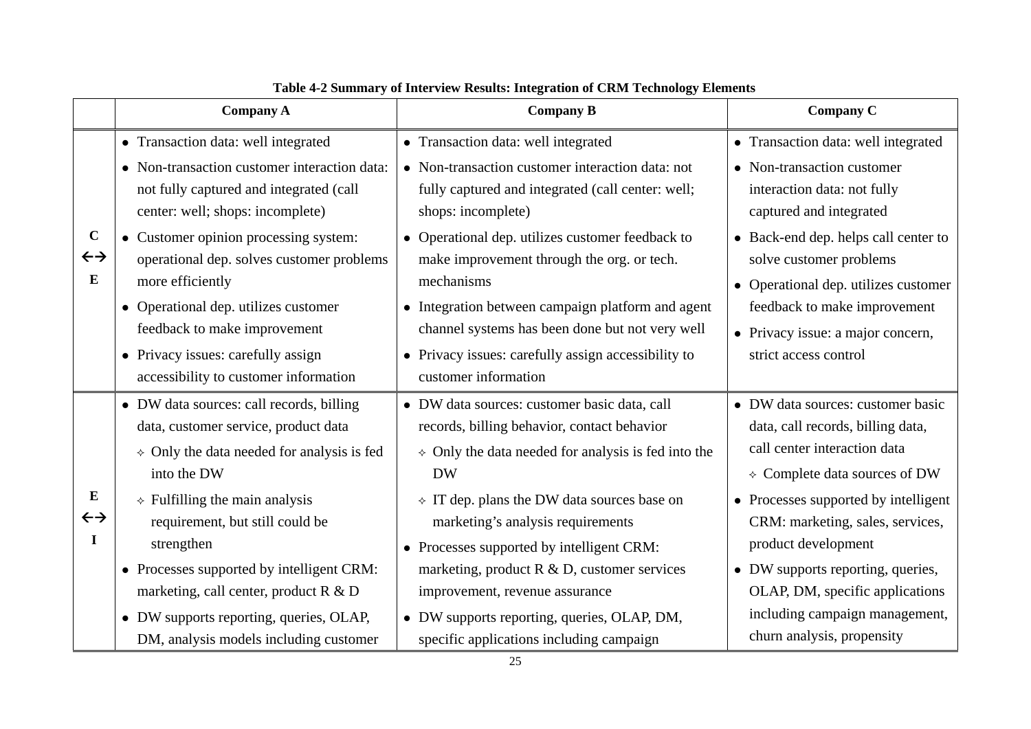**Table 4-2 Summary of Interview Results: Integration of CRM Technology Elements**

| | Company A | Company B | Company C |
|---|---|---|---|
| C ←→ E | • Transaction data: well integrated<br>• Non-transaction customer interaction data: not fully captured and integrated (call center: well; shops: incomplete)<br>• Customer opinion processing system: operational dep. solves customer problems more efficiently<br>• Operational dep. utilizes customer feedback to make improvement<br>• Privacy issues: carefully assign accessibility to customer information | • Transaction data: well integrated<br>• Non-transaction customer interaction data: not fully captured and integrated (call center: well; shops: incomplete)<br>• Operational dep. utilizes customer feedback to make improvement through the org. or tech. mechanisms<br>• Integration between campaign platform and agent channel systems has been done but not very well<br>• Privacy issues: carefully assign accessibility to customer information | • Transaction data: well integrated<br>• Non-transaction customer interaction data: not fully captured and integrated<br>• Back-end dep. helps call center to solve customer problems<br>• Operational dep. utilizes customer feedback to make improvement<br>• Privacy issue: a major concern, strict access control |
| E ←→ I | • DW data sources: call records, billing data, customer service, product data<br>  ✧ Only the data needed for analysis is fed into the DW<br>  ✧ Fulfilling the main analysis requirement, but still could be strengthen<br>• Processes supported by intelligent CRM: marketing, call center, product R & D<br>• DW supports reporting, queries, OLAP, DM, analysis models including customer | • DW data sources: customer basic data, call records, billing behavior, contact behavior<br>  ✧ Only the data needed for analysis is fed into the DW<br>  ✧ IT dep. plans the DW data sources base on marketing's analysis requirements<br>• Processes supported by intelligent CRM: marketing, product R & D, customer services improvement, revenue assurance<br>• DW supports reporting, queries, OLAP, DM, specific applications including campaign | • DW data sources: customer basic data, call records, billing data, call center interaction data<br>  ✧ Complete data sources of DW<br>• Processes supported by intelligent CRM: marketing, sales, services, product development<br>• DW supports reporting, queries, OLAP, DM, specific applications including campaign management, churn analysis, propensity |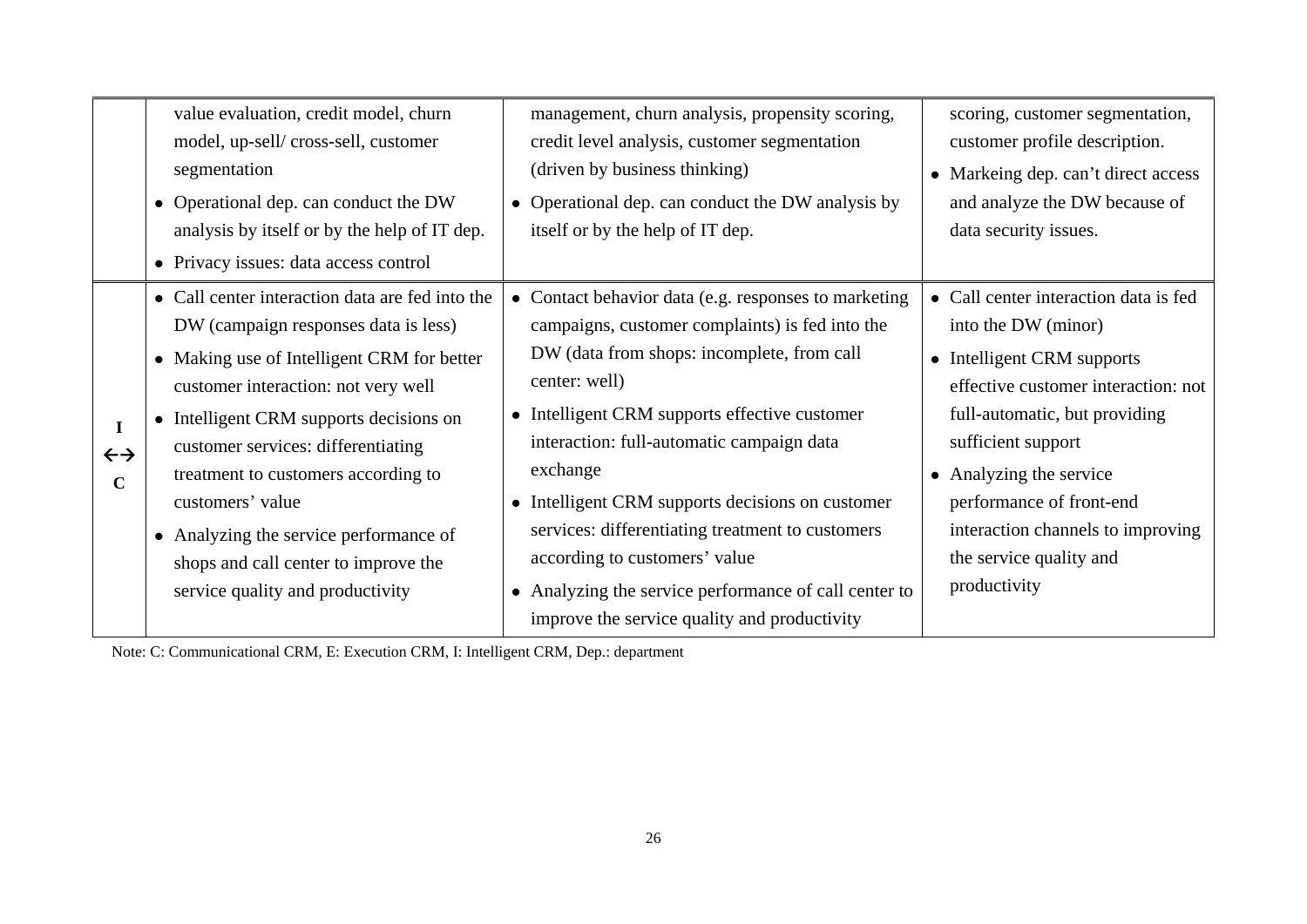| | | | |
|---|---|---|---|
| | value evaluation, credit model, churn model, up-sell/ cross-sell, customer segmentation<br>• Operational dep. can conduct the DW analysis by itself or by the help of IT dep.<br>• Privacy issues: data access control | management, churn analysis, propensity scoring, credit level analysis, customer segmentation (driven by business thinking)<br>• Operational dep. can conduct the DW analysis by itself or by the help of IT dep. | scoring, customer segmentation, customer profile description.<br>• Markeing dep. can't direct access and analyze the DW because of data security issues. |
| I ←→ C | • Call center interaction data are fed into the DW (campaign responses data is less)<br>• Making use of Intelligent CRM for better customer interaction: not very well<br>• Intelligent CRM supports decisions on customer services: differentiating treatment to customers according to customers' value<br>• Analyzing the service performance of shops and call center to improve the service quality and productivity | • Contact behavior data (e.g. responses to marketing campaigns, customer complaints) is fed into the DW (data from shops: incomplete, from call center: well)<br>• Intelligent CRM supports effective customer interaction: full-automatic campaign data exchange<br>• Intelligent CRM supports decisions on customer services: differentiating treatment to customers according to customers' value<br>• Analyzing the service performance of call center to improve the service quality and productivity | • Call center interaction data is fed into the DW (minor)<br>• Intelligent CRM supports effective customer interaction: not full-automatic, but providing sufficient support<br>• Analyzing the service performance of front-end interaction channels to improving the service quality and productivity |

Note: C: Communicational CRM, E: Execution CRM, I: Intelligent CRM, Dep.: department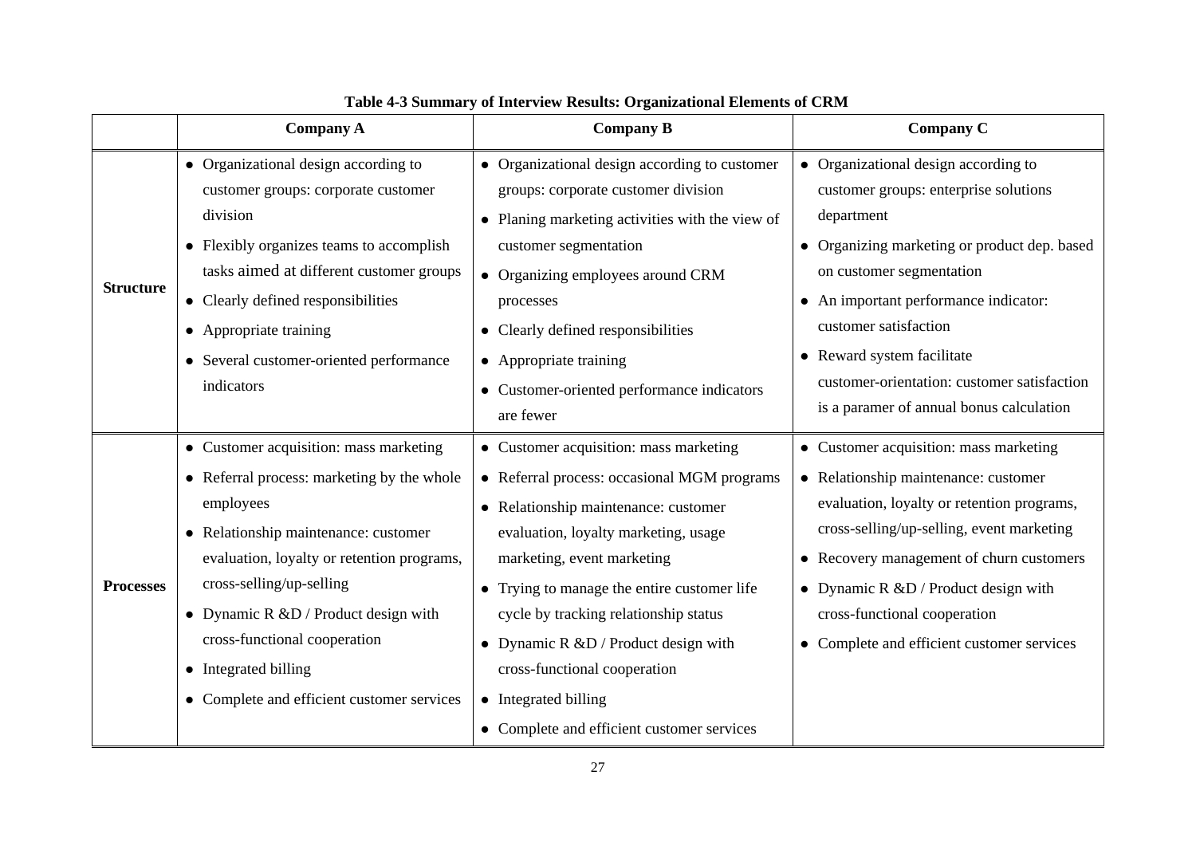**Table 4-3 Summary of Interview Results: Organizational Elements of CRM**

| | Company A | Company B | Company C |
|---|---|---|---|
| **Structure** | • Organizational design according to customer groups: corporate customer division<br>• Flexibly organizes teams to accomplish tasks aimed at different customer groups<br>• Clearly defined responsibilities<br>• Appropriate training<br>• Several customer-oriented performance indicators | • Organizational design according to customer groups: corporate customer division<br>• Planing marketing activities with the view of customer segmentation<br>• Organizing employees around CRM processes<br>• Clearly defined responsibilities<br>• Appropriate training<br>• Customer-oriented performance indicators are fewer | • Organizational design according to customer groups: enterprise solutions department<br>• Organizing marketing or product dep. based on customer segmentation<br>• An important performance indicator: customer satisfaction<br>• Reward system facilitate customer-orientation: customer satisfaction is a paramer of annual bonus calculation |
| **Processes** | • Customer acquisition: mass marketing<br>• Referral process: marketing by the whole employees<br>• Relationship maintenance: customer evaluation, loyalty or retention programs, cross-selling/up-selling<br>• Dynamic R &D / Product design with cross-functional cooperation<br>• Integrated billing<br>• Complete and efficient customer services | • Customer acquisition: mass marketing<br>• Referral process: occasional MGM programs<br>• Relationship maintenance: customer evaluation, loyalty marketing, usage marketing, event marketing<br>• Trying to manage the entire customer life cycle by tracking relationship status<br>• Dynamic R &D / Product design with cross-functional cooperation<br>• Integrated billing<br>• Complete and efficient customer services | • Customer acquisition: mass marketing<br>• Relationship maintenance: customer evaluation, loyalty or retention programs, cross-selling/up-selling, event marketing<br>• Recovery management of churn customers<br>• Dynamic R &D / Product design with cross-functional cooperation<br>• Complete and efficient customer services |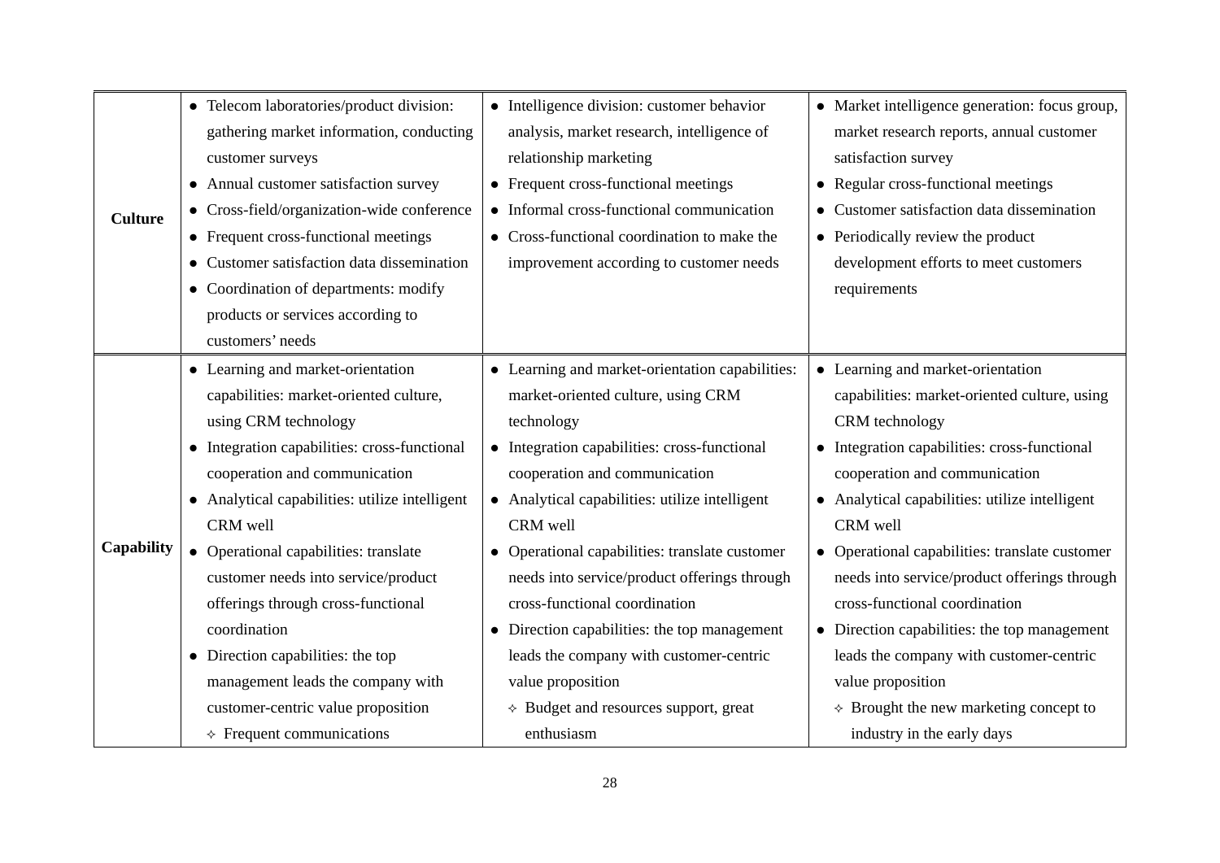| | | | |
|---|---|---|---|
| **Culture** | • Telecom laboratories/product division: gathering market information, conducting customer surveys<br>• Annual customer satisfaction survey<br>• Cross-field/organization-wide conference<br>• Frequent cross-functional meetings<br>• Customer satisfaction data dissemination<br>• Coordination of departments: modify products or services according to customers' needs | • Intelligence division: customer behavior analysis, market research, intelligence of relationship marketing<br>• Frequent cross-functional meetings<br>• Informal cross-functional communication<br>• Cross-functional coordination to make the improvement according to customer needs | • Market intelligence generation: focus group, market research reports, annual customer satisfaction survey<br>• Regular cross-functional meetings<br>• Customer satisfaction data dissemination<br>• Periodically review the product development efforts to meet customers requirements |
| **Capability** | • Learning and market-orientation capabilities: market-oriented culture, using CRM technology<br>• Integration capabilities: cross-functional cooperation and communication<br>• Analytical capabilities: utilize intelligent CRM well<br>• Operational capabilities: translate customer needs into service/product offerings through cross-functional coordination<br>• Direction capabilities: the top management leads the company with customer-centric value proposition<br>  ✧ Frequent communications | • Learning and market-orientation capabilities: market-oriented culture, using CRM technology<br>• Integration capabilities: cross-functional cooperation and communication<br>• Analytical capabilities: utilize intelligent CRM well<br>• Operational capabilities: translate customer needs into service/product offerings through cross-functional coordination<br>• Direction capabilities: the top management leads the company with customer-centric value proposition<br>  ✧ Budget and resources support, great enthusiasm | • Learning and market-orientation capabilities: market-oriented culture, using CRM technology<br>• Integration capabilities: cross-functional cooperation and communication<br>• Analytical capabilities: utilize intelligent CRM well<br>• Operational capabilities: translate customer needs into service/product offerings through cross-functional coordination<br>• Direction capabilities: the top management leads the company with customer-centric value proposition<br>  ✧ Brought the new marketing concept to industry in the early days |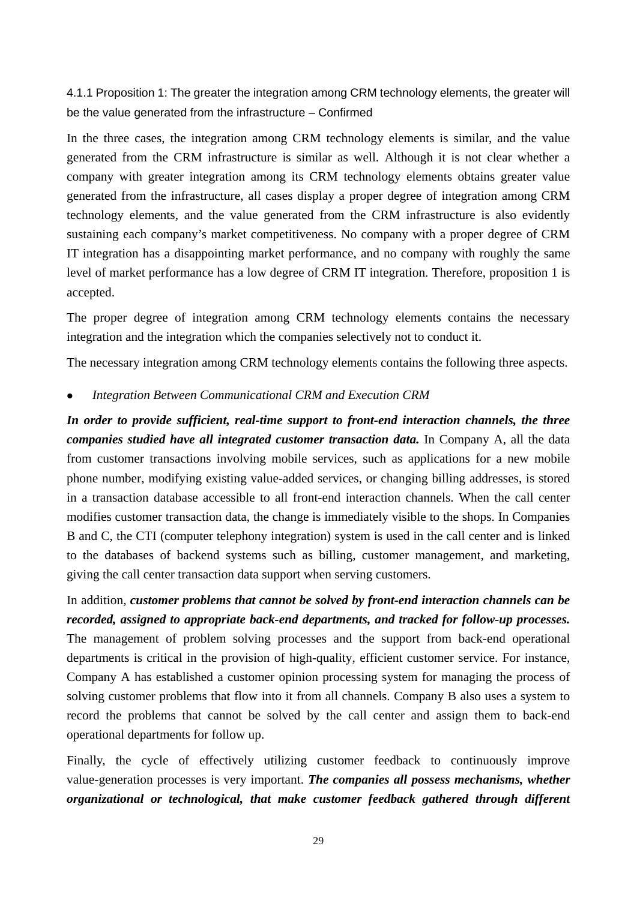#### 4.1.1 Proposition 1: The greater the integration among CRM technology elements, the greater will be the value generated from the infrastructure – Confirmed

In the three cases, the integration among CRM technology elements is similar, and the value generated from the CRM infrastructure is similar as well. Although it is not clear whether a company with greater integration among its CRM technology elements obtains greater value generated from the infrastructure, all cases display a proper degree of integration among CRM technology elements, and the value generated from the CRM infrastructure is also evidently sustaining each company's market competitiveness. No company with a proper degree of CRM IT integration has a disappointing market performance, and no company with roughly the same level of market performance has a low degree of CRM IT integration. Therefore, proposition 1 is accepted.

The proper degree of integration among CRM technology elements contains the necessary integration and the integration which the companies selectively not to conduct it.

The necessary integration among CRM technology elements contains the following three aspects.

- *Integration Between Communicational CRM and Execution CRM*

***In order to provide sufficient, real-time support to front-end interaction channels, the three companies studied have all integrated customer transaction data.*** In Company A, all the data from customer transactions involving mobile services, such as applications for a new mobile phone number, modifying existing value-added services, or changing billing addresses, is stored in a transaction database accessible to all front-end interaction channels. When the call center modifies customer transaction data, the change is immediately visible to the shops. In Companies B and C, the CTI (computer telephony integration) system is used in the call center and is linked to the databases of backend systems such as billing, customer management, and marketing, giving the call center transaction data support when serving customers.

In addition, ***customer problems that cannot be solved by front-end interaction channels can be recorded, assigned to appropriate back-end departments, and tracked for follow-up processes.*** The management of problem solving processes and the support from back-end operational departments is critical in the provision of high-quality, efficient customer service. For instance, Company A has established a customer opinion processing system for managing the process of solving customer problems that flow into it from all channels. Company B also uses a system to record the problems that cannot be solved by the call center and assign them to back-end operational departments for follow up.

Finally, the cycle of effectively utilizing customer feedback to continuously improve value-generation processes is very important. ***The companies all possess mechanisms, whether organizational or technological, that make customer feedback gathered through different***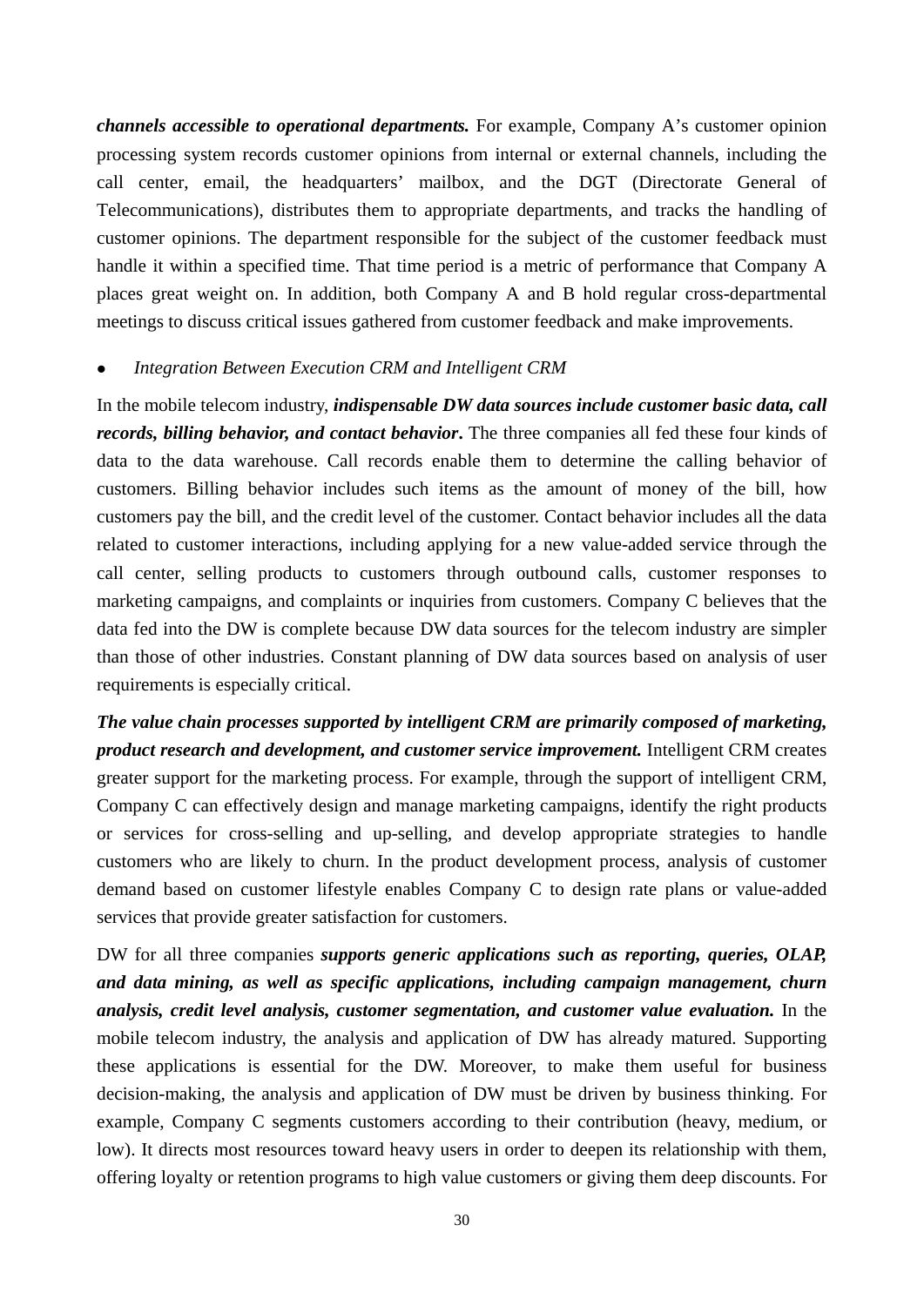***channels accessible to operational departments.*** For example, Company A's customer opinion processing system records customer opinions from internal or external channels, including the call center, email, the headquarters' mailbox, and the DGT (Directorate General of Telecommunications), distributes them to appropriate departments, and tracks the handling of customer opinions. The department responsible for the subject of the customer feedback must handle it within a specified time. That time period is a metric of performance that Company A places great weight on. In addition, both Company A and B hold regular cross-departmental meetings to discuss critical issues gathered from customer feedback and make improvements.

- *Integration Between Execution CRM and Intelligent CRM*

In the mobile telecom industry, ***indispensable DW data sources include customer basic data, call records, billing behavior, and contact behavior***. The three companies all fed these four kinds of data to the data warehouse. Call records enable them to determine the calling behavior of customers. Billing behavior includes such items as the amount of money of the bill, how customers pay the bill, and the credit level of the customer. Contact behavior includes all the data related to customer interactions, including applying for a new value-added service through the call center, selling products to customers through outbound calls, customer responses to marketing campaigns, and complaints or inquiries from customers. Company C believes that the data fed into the DW is complete because DW data sources for the telecom industry are simpler than those of other industries. Constant planning of DW data sources based on analysis of user requirements is especially critical.

***The value chain processes supported by intelligent CRM are primarily composed of marketing, product research and development, and customer service improvement.*** Intelligent CRM creates greater support for the marketing process. For example, through the support of intelligent CRM, Company C can effectively design and manage marketing campaigns, identify the right products or services for cross-selling and up-selling, and develop appropriate strategies to handle customers who are likely to churn. In the product development process, analysis of customer demand based on customer lifestyle enables Company C to design rate plans or value-added services that provide greater satisfaction for customers.

DW for all three companies ***supports generic applications such as reporting, queries, OLAP, and data mining, as well as specific applications, including campaign management, churn analysis, credit level analysis, customer segmentation, and customer value evaluation.*** In the mobile telecom industry, the analysis and application of DW has already matured. Supporting these applications is essential for the DW. Moreover, to make them useful for business decision-making, the analysis and application of DW must be driven by business thinking. For example, Company C segments customers according to their contribution (heavy, medium, or low). It directs most resources toward heavy users in order to deepen its relationship with them, offering loyalty or retention programs to high value customers or giving them deep discounts. For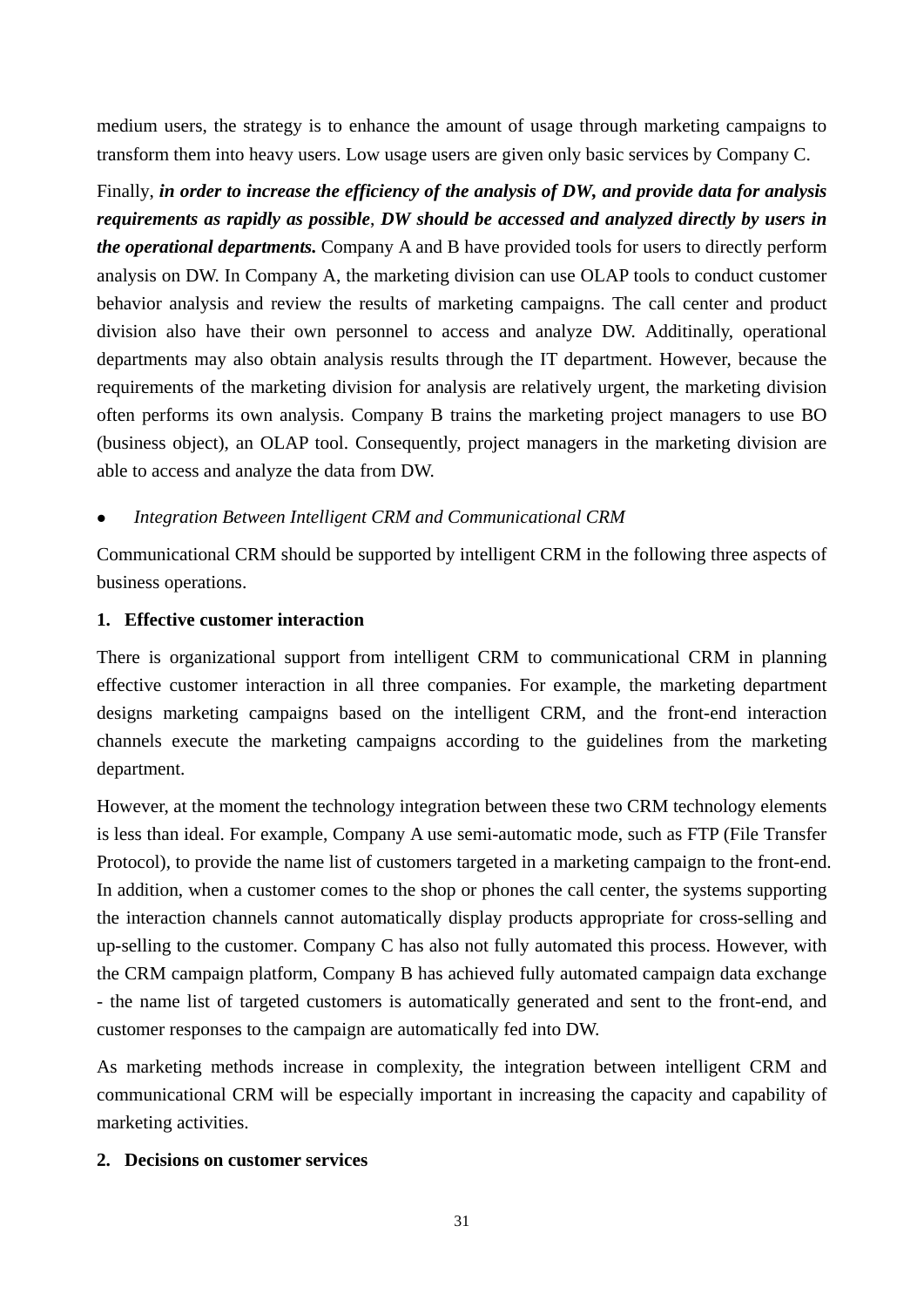medium users, the strategy is to enhance the amount of usage through marketing campaigns to transform them into heavy users. Low usage users are given only basic services by Company C.

Finally, ***in order to increase the efficiency of the analysis of DW, and provide data for analysis requirements as rapidly as possible***, ***DW should be accessed and analyzed directly by users in the operational departments.*** Company A and B have provided tools for users to directly perform analysis on DW. In Company A, the marketing division can use OLAP tools to conduct customer behavior analysis and review the results of marketing campaigns. The call center and product division also have their own personnel to access and analyze DW. Additinally, operational departments may also obtain analysis results through the IT department. However, because the requirements of the marketing division for analysis are relatively urgent, the marketing division often performs its own analysis. Company B trains the marketing project managers to use BO (business object), an OLAP tool. Consequently, project managers in the marketing division are able to access and analyze the data from DW.

- *Integration Between Intelligent CRM and Communicational CRM*

Communicational CRM should be supported by intelligent CRM in the following three aspects of business operations.

**1. Effective customer interaction**

There is organizational support from intelligent CRM to communicational CRM in planning effective customer interaction in all three companies. For example, the marketing department designs marketing campaigns based on the intelligent CRM, and the front-end interaction channels execute the marketing campaigns according to the guidelines from the marketing department.

However, at the moment the technology integration between these two CRM technology elements is less than ideal. For example, Company A use semi-automatic mode, such as FTP (File Transfer Protocol), to provide the name list of customers targeted in a marketing campaign to the front-end. In addition, when a customer comes to the shop or phones the call center, the systems supporting the interaction channels cannot automatically display products appropriate for cross-selling and up-selling to the customer. Company C has also not fully automated this process. However, with the CRM campaign platform, Company B has achieved fully automated campaign data exchange - the name list of targeted customers is automatically generated and sent to the front-end, and customer responses to the campaign are automatically fed into DW.

As marketing methods increase in complexity, the integration between intelligent CRM and communicational CRM will be especially important in increasing the capacity and capability of marketing activities.

**2. Decisions on customer services**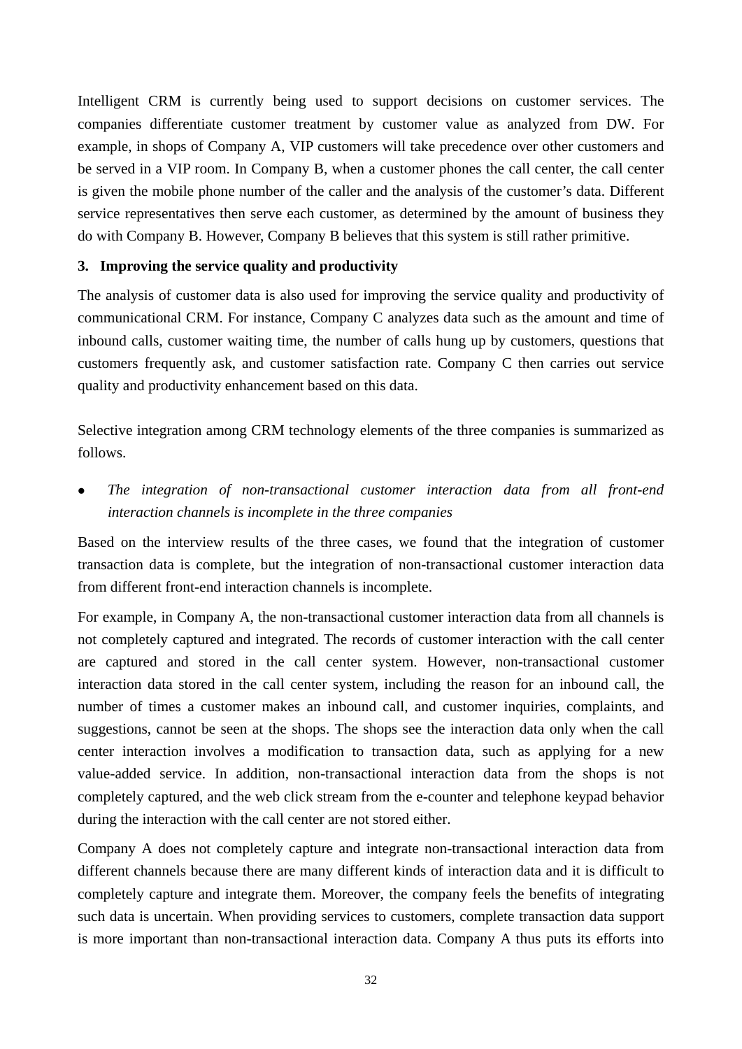Intelligent CRM is currently being used to support decisions on customer services. The companies differentiate customer treatment by customer value as analyzed from DW. For example, in shops of Company A, VIP customers will take precedence over other customers and be served in a VIP room. In Company B, when a customer phones the call center, the call center is given the mobile phone number of the caller and the analysis of the customer's data. Different service representatives then serve each customer, as determined by the amount of business they do with Company B. However, Company B believes that this system is still rather primitive.

**3. Improving the service quality and productivity**

The analysis of customer data is also used for improving the service quality and productivity of communicational CRM. For instance, Company C analyzes data such as the amount and time of inbound calls, customer waiting time, the number of calls hung up by customers, questions that customers frequently ask, and customer satisfaction rate. Company C then carries out service quality and productivity enhancement based on this data.

Selective integration among CRM technology elements of the three companies is summarized as follows.

- *The integration of non-transactional customer interaction data from all front-end interaction channels is incomplete in the three companies*

Based on the interview results of the three cases, we found that the integration of customer transaction data is complete, but the integration of non-transactional customer interaction data from different front-end interaction channels is incomplete.

For example, in Company A, the non-transactional customer interaction data from all channels is not completely captured and integrated. The records of customer interaction with the call center are captured and stored in the call center system. However, non-transactional customer interaction data stored in the call center system, including the reason for an inbound call, the number of times a customer makes an inbound call, and customer inquiries, complaints, and suggestions, cannot be seen at the shops. The shops see the interaction data only when the call center interaction involves a modification to transaction data, such as applying for a new value-added service. In addition, non-transactional interaction data from the shops is not completely captured, and the web click stream from the e-counter and telephone keypad behavior during the interaction with the call center are not stored either.

Company A does not completely capture and integrate non-transactional interaction data from different channels because there are many different kinds of interaction data and it is difficult to completely capture and integrate them. Moreover, the company feels the benefits of integrating such data is uncertain. When providing services to customers, complete transaction data support is more important than non-transactional interaction data. Company A thus puts its efforts into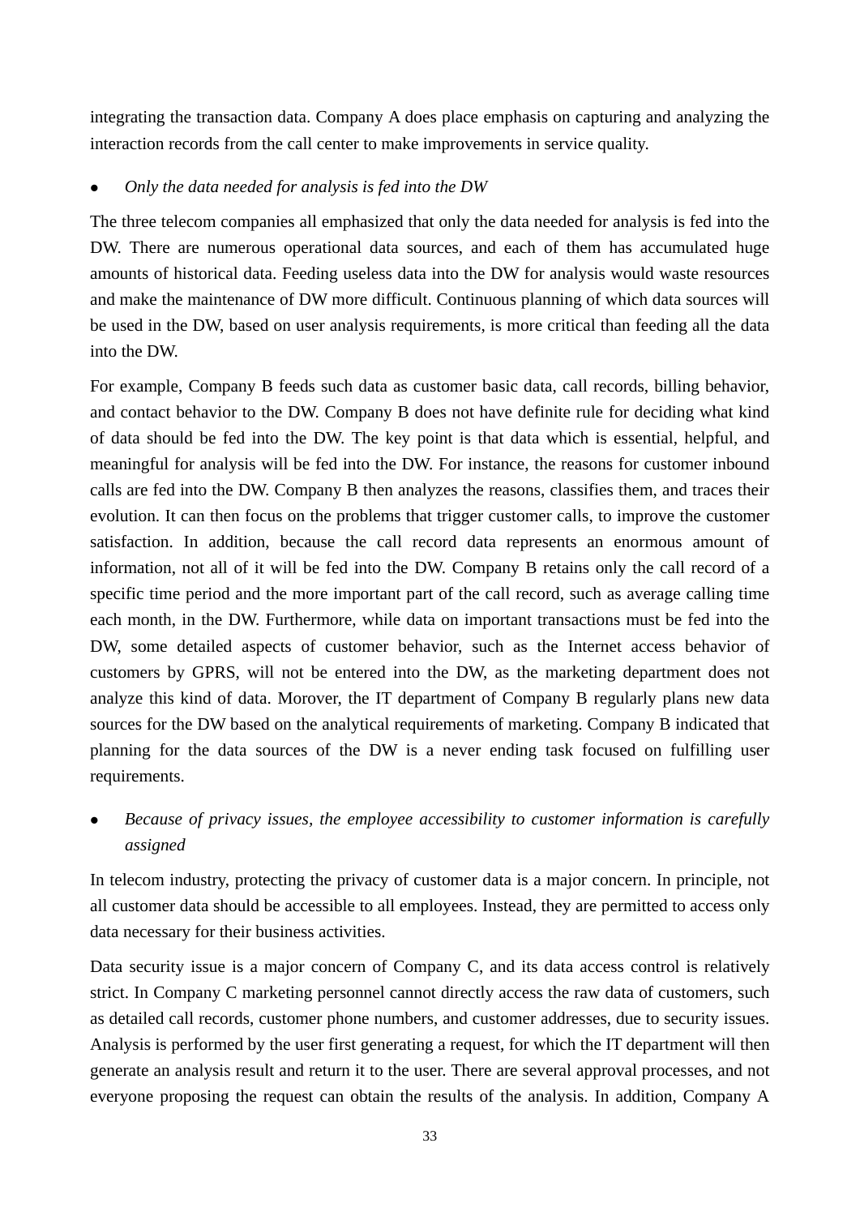integrating the transaction data. Company A does place emphasis on capturing and analyzing the interaction records from the call center to make improvements in service quality.

- *Only the data needed for analysis is fed into the DW*

The three telecom companies all emphasized that only the data needed for analysis is fed into the DW. There are numerous operational data sources, and each of them has accumulated huge amounts of historical data. Feeding useless data into the DW for analysis would waste resources and make the maintenance of DW more difficult. Continuous planning of which data sources will be used in the DW, based on user analysis requirements, is more critical than feeding all the data into the DW.

For example, Company B feeds such data as customer basic data, call records, billing behavior, and contact behavior to the DW. Company B does not have definite rule for deciding what kind of data should be fed into the DW. The key point is that data which is essential, helpful, and meaningful for analysis will be fed into the DW. For instance, the reasons for customer inbound calls are fed into the DW. Company B then analyzes the reasons, classifies them, and traces their evolution. It can then focus on the problems that trigger customer calls, to improve the customer satisfaction. In addition, because the call record data represents an enormous amount of information, not all of it will be fed into the DW. Company B retains only the call record of a specific time period and the more important part of the call record, such as average calling time each month, in the DW. Furthermore, while data on important transactions must be fed into the DW, some detailed aspects of customer behavior, such as the Internet access behavior of customers by GPRS, will not be entered into the DW, as the marketing department does not analyze this kind of data. Morover, the IT department of Company B regularly plans new data sources for the DW based on the analytical requirements of marketing. Company B indicated that planning for the data sources of the DW is a never ending task focused on fulfilling user requirements.

- *Because of privacy issues, the employee accessibility to customer information is carefully assigned*

In telecom industry, protecting the privacy of customer data is a major concern. In principle, not all customer data should be accessible to all employees. Instead, they are permitted to access only data necessary for their business activities.

Data security issue is a major concern of Company C, and its data access control is relatively strict. In Company C marketing personnel cannot directly access the raw data of customers, such as detailed call records, customer phone numbers, and customer addresses, due to security issues. Analysis is performed by the user first generating a request, for which the IT department will then generate an analysis result and return it to the user. There are several approval processes, and not everyone proposing the request can obtain the results of the analysis. In addition, Company A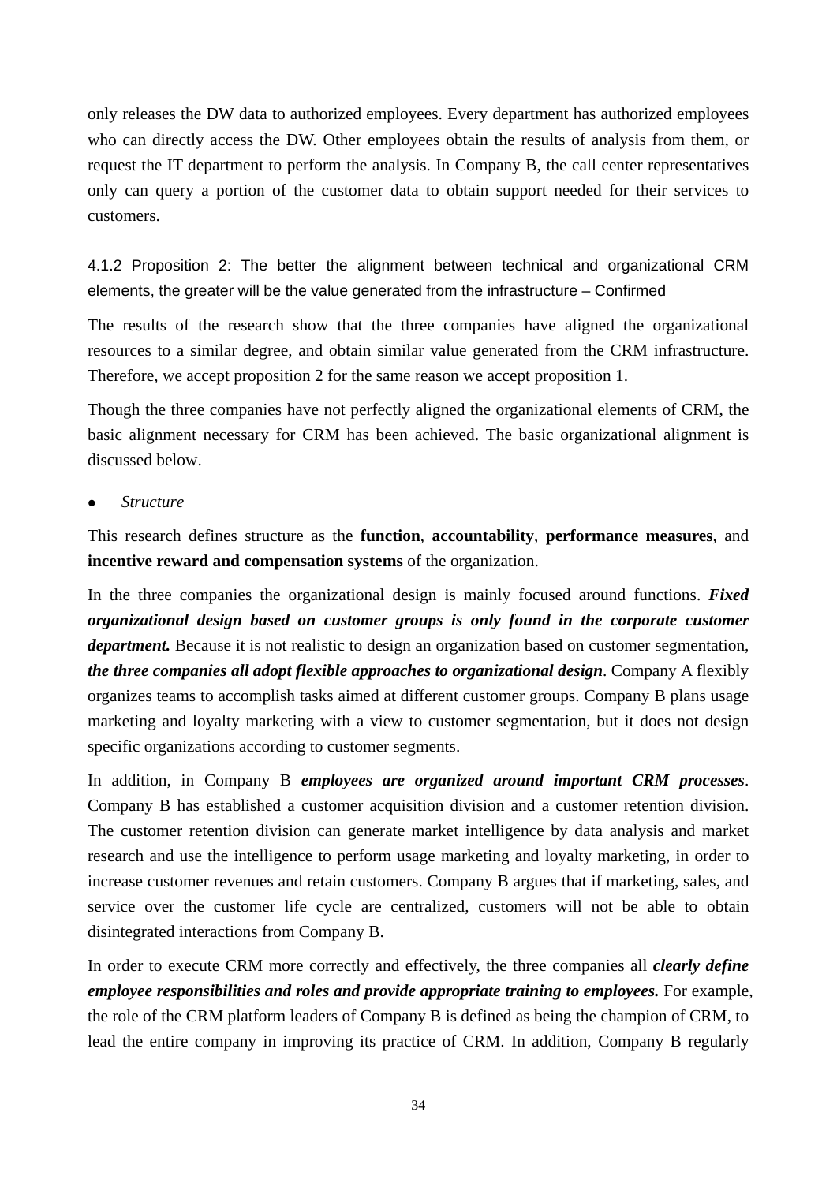only releases the DW data to authorized employees. Every department has authorized employees who can directly access the DW. Other employees obtain the results of analysis from them, or request the IT department to perform the analysis. In Company B, the call center representatives only can query a portion of the customer data to obtain support needed for their services to customers.

#### 4.1.2 Proposition 2: The better the alignment between technical and organizational CRM elements, the greater will be the value generated from the infrastructure – Confirmed

The results of the research show that the three companies have aligned the organizational resources to a similar degree, and obtain similar value generated from the CRM infrastructure. Therefore, we accept proposition 2 for the same reason we accept proposition 1.

Though the three companies have not perfectly aligned the organizational elements of CRM, the basic alignment necessary for CRM has been achieved. The basic organizational alignment is discussed below.

- *Structure*

This research defines structure as the **function**, **accountability**, **performance measures**, and **incentive reward and compensation systems** of the organization.

In the three companies the organizational design is mainly focused around functions. ***Fixed organizational design based on customer groups is only found in the corporate customer department.*** Because it is not realistic to design an organization based on customer segmentation, ***the three companies all adopt flexible approaches to organizational design***. Company A flexibly organizes teams to accomplish tasks aimed at different customer groups. Company B plans usage marketing and loyalty marketing with a view to customer segmentation, but it does not design specific organizations according to customer segments.

In addition, in Company B ***employees are organized around important CRM processes***. Company B has established a customer acquisition division and a customer retention division. The customer retention division can generate market intelligence by data analysis and market research and use the intelligence to perform usage marketing and loyalty marketing, in order to increase customer revenues and retain customers. Company B argues that if marketing, sales, and service over the customer life cycle are centralized, customers will not be able to obtain disintegrated interactions from Company B.

In order to execute CRM more correctly and effectively, the three companies all ***clearly define employee responsibilities and roles and provide appropriate training to employees.*** For example, the role of the CRM platform leaders of Company B is defined as being the champion of CRM, to lead the entire company in improving its practice of CRM. In addition, Company B regularly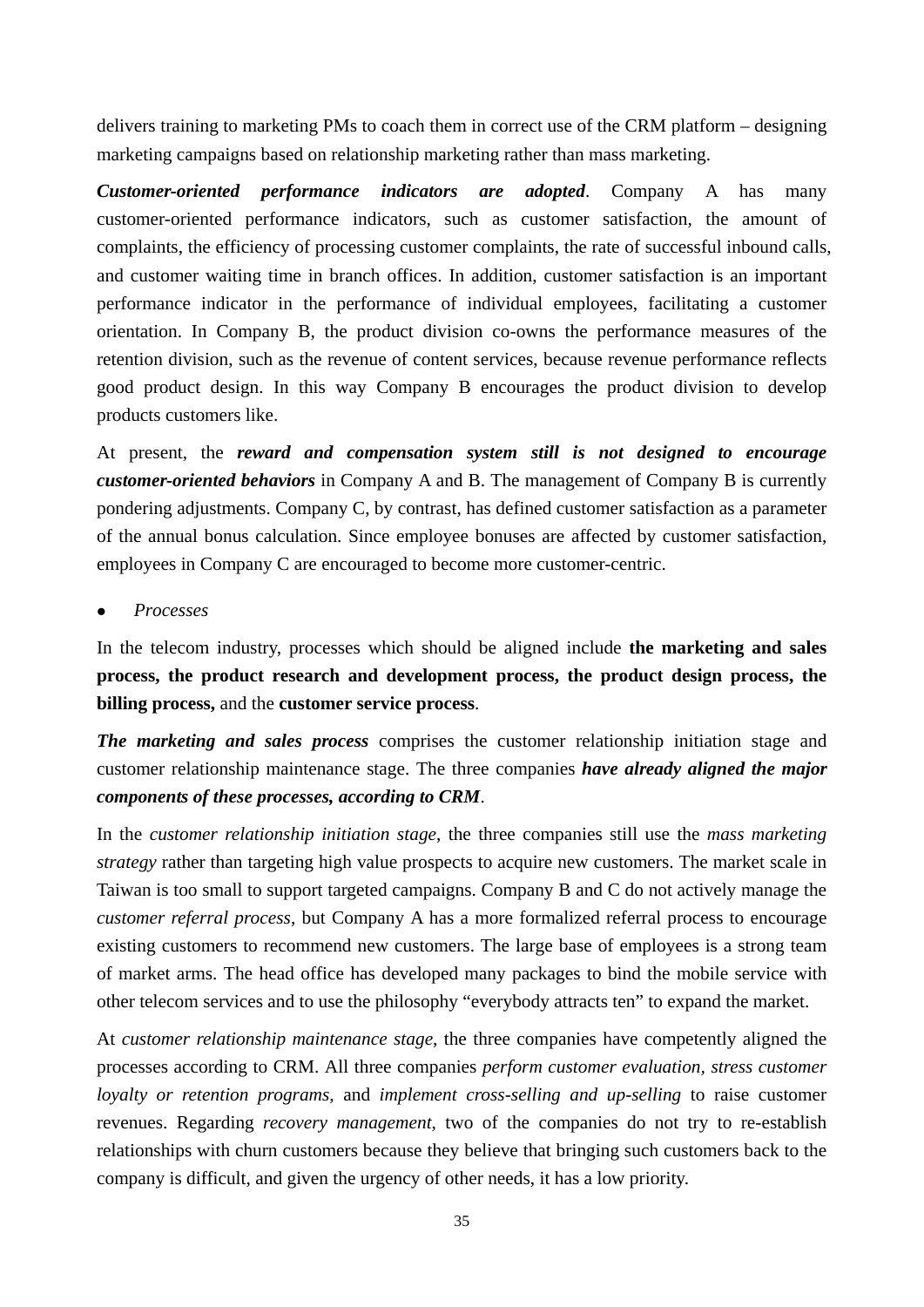delivers training to marketing PMs to coach them in correct use of the CRM platform – designing marketing campaigns based on relationship marketing rather than mass marketing.

***Customer-oriented performance indicators are adopted***. Company A has many customer-oriented performance indicators, such as customer satisfaction, the amount of complaints, the efficiency of processing customer complaints, the rate of successful inbound calls, and customer waiting time in branch offices. In addition, customer satisfaction is an important performance indicator in the performance of individual employees, facilitating a customer orientation. In Company B, the product division co-owns the performance measures of the retention division, such as the revenue of content services, because revenue performance reflects good product design. In this way Company B encourages the product division to develop products customers like.

At present, the ***reward and compensation system still is not designed to encourage customer-oriented behaviors*** in Company A and B. The management of Company B is currently pondering adjustments. Company C, by contrast, has defined customer satisfaction as a parameter of the annual bonus calculation. Since employee bonuses are affected by customer satisfaction, employees in Company C are encouraged to become more customer-centric.

- *Processes*

In the telecom industry, processes which should be aligned include **the marketing and sales process, the product research and development process, the product design process, the billing process,** and the **customer service process**.

***The marketing and sales process*** comprises the customer relationship initiation stage and customer relationship maintenance stage. The three companies ***have already aligned the major components of these processes, according to CRM***.

In the *customer relationship initiation stage*, the three companies still use the *mass marketing strategy* rather than targeting high value prospects to acquire new customers. The market scale in Taiwan is too small to support targeted campaigns. Company B and C do not actively manage the *customer referral process*, but Company A has a more formalized referral process to encourage existing customers to recommend new customers. The large base of employees is a strong team of market arms. The head office has developed many packages to bind the mobile service with other telecom services and to use the philosophy "everybody attracts ten" to expand the market.

At *customer relationship maintenance stage*, the three companies have competently aligned the processes according to CRM. All three companies *perform customer evaluation*, *stress customer loyalty or retention programs*, and *implement cross-selling and up-selling* to raise customer revenues. Regarding *recovery management*, two of the companies do not try to re-establish relationships with churn customers because they believe that bringing such customers back to the company is difficult, and given the urgency of other needs, it has a low priority.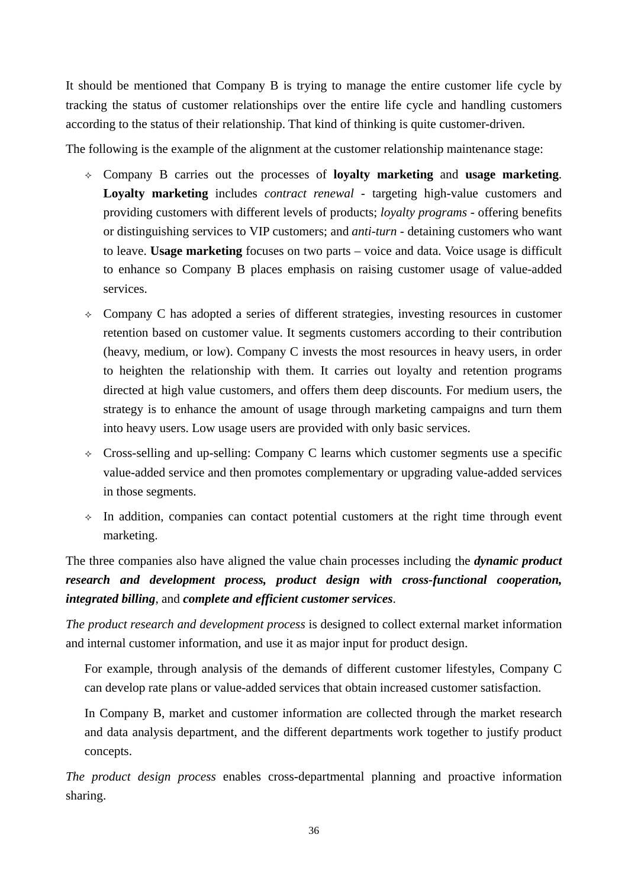It should be mentioned that Company B is trying to manage the entire customer life cycle by tracking the status of customer relationships over the entire life cycle and handling customers according to the status of their relationship. That kind of thinking is quite customer-driven.

The following is the example of the alignment at the customer relationship maintenance stage:

- Company B carries out the processes of **loyalty marketing** and **usage marketing**. **Loyalty marketing** includes *contract renewal* - targeting high-value customers and providing customers with different levels of products; *loyalty programs* - offering benefits or distinguishing services to VIP customers; and *anti-turn* - detaining customers who want to leave. **Usage marketing** focuses on two parts – voice and data. Voice usage is difficult to enhance so Company B places emphasis on raising customer usage of value-added services.
- Company C has adopted a series of different strategies, investing resources in customer retention based on customer value. It segments customers according to their contribution (heavy, medium, or low). Company C invests the most resources in heavy users, in order to heighten the relationship with them. It carries out loyalty and retention programs directed at high value customers, and offers them deep discounts. For medium users, the strategy is to enhance the amount of usage through marketing campaigns and turn them into heavy users. Low usage users are provided with only basic services.
- Cross-selling and up-selling: Company C learns which customer segments use a specific value-added service and then promotes complementary or upgrading value-added services in those segments.
- In addition, companies can contact potential customers at the right time through event marketing.

The three companies also have aligned the value chain processes including the ***dynamic product research and development process, product design with cross-functional cooperation, integrated billing***, and ***complete and efficient customer services***.

*The product research and development process* is designed to collect external market information and internal customer information, and use it as major input for product design.

For example, through analysis of the demands of different customer lifestyles, Company C can develop rate plans or value-added services that obtain increased customer satisfaction.

In Company B, market and customer information are collected through the market research and data analysis department, and the different departments work together to justify product concepts.

*The product design process* enables cross-departmental planning and proactive information sharing.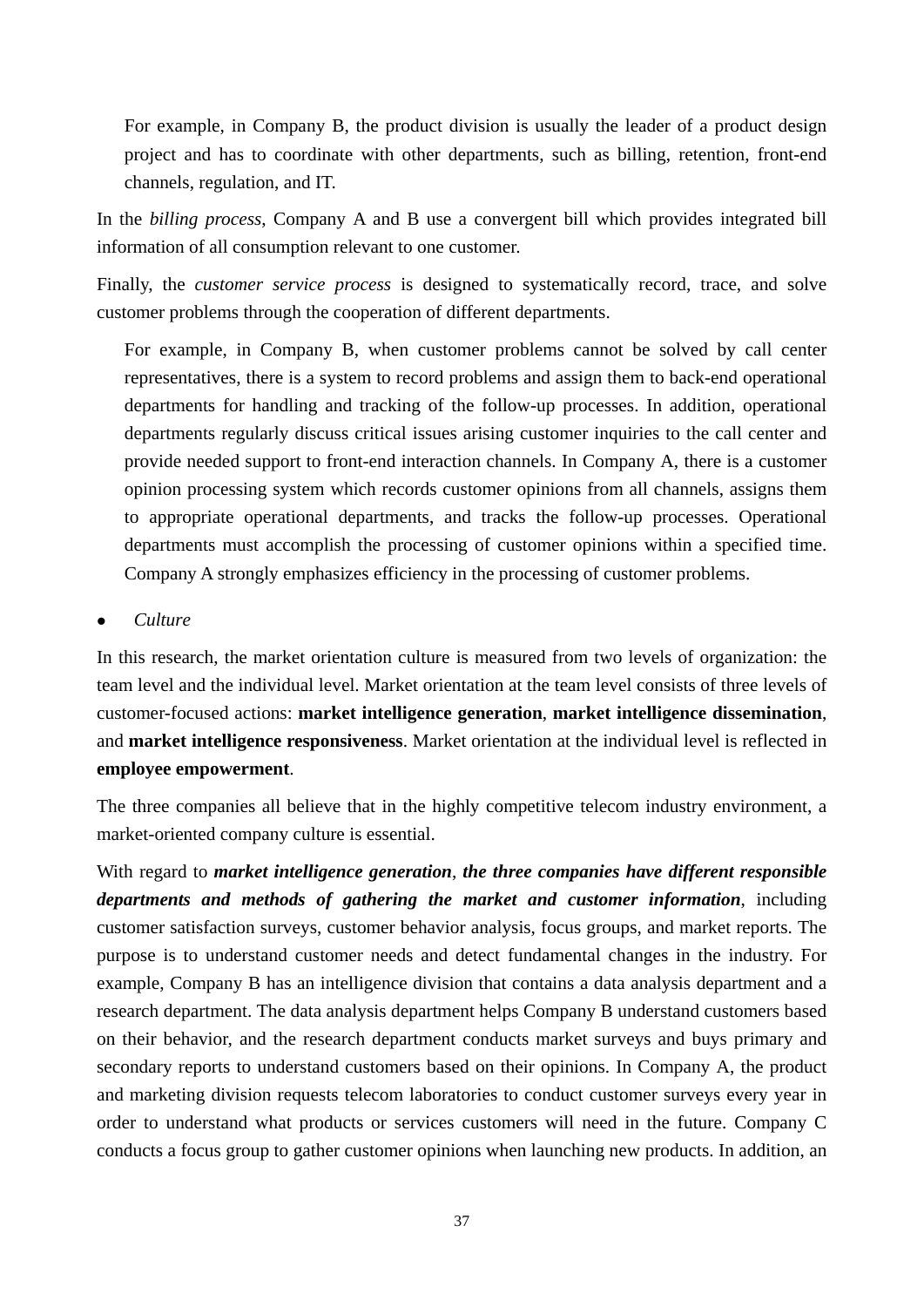For example, in Company B, the product division is usually the leader of a product design project and has to coordinate with other departments, such as billing, retention, front-end channels, regulation, and IT.

In the *billing process*, Company A and B use a convergent bill which provides integrated bill information of all consumption relevant to one customer.

Finally, the *customer service process* is designed to systematically record, trace, and solve customer problems through the cooperation of different departments.

For example, in Company B, when customer problems cannot be solved by call center representatives, there is a system to record problems and assign them to back-end operational departments for handling and tracking of the follow-up processes. In addition, operational departments regularly discuss critical issues arising customer inquiries to the call center and provide needed support to front-end interaction channels. In Company A, there is a customer opinion processing system which records customer opinions from all channels, assigns them to appropriate operational departments, and tracks the follow-up processes. Operational departments must accomplish the processing of customer opinions within a specified time. Company A strongly emphasizes efficiency in the processing of customer problems.

- *Culture*

In this research, the market orientation culture is measured from two levels of organization: the team level and the individual level. Market orientation at the team level consists of three levels of customer-focused actions: **market intelligence generation**, **market intelligence dissemination**, and **market intelligence responsiveness**. Market orientation at the individual level is reflected in **employee empowerment**.

The three companies all believe that in the highly competitive telecom industry environment, a market-oriented company culture is essential.

With regard to ***market intelligence generation***, ***the three companies have different responsible departments and methods of gathering the market and customer information***, including customer satisfaction surveys, customer behavior analysis, focus groups, and market reports. The purpose is to understand customer needs and detect fundamental changes in the industry. For example, Company B has an intelligence division that contains a data analysis department and a research department. The data analysis department helps Company B understand customers based on their behavior, and the research department conducts market surveys and buys primary and secondary reports to understand customers based on their opinions. In Company A, the product and marketing division requests telecom laboratories to conduct customer surveys every year in order to understand what products or services customers will need in the future. Company C conducts a focus group to gather customer opinions when launching new products. In addition, an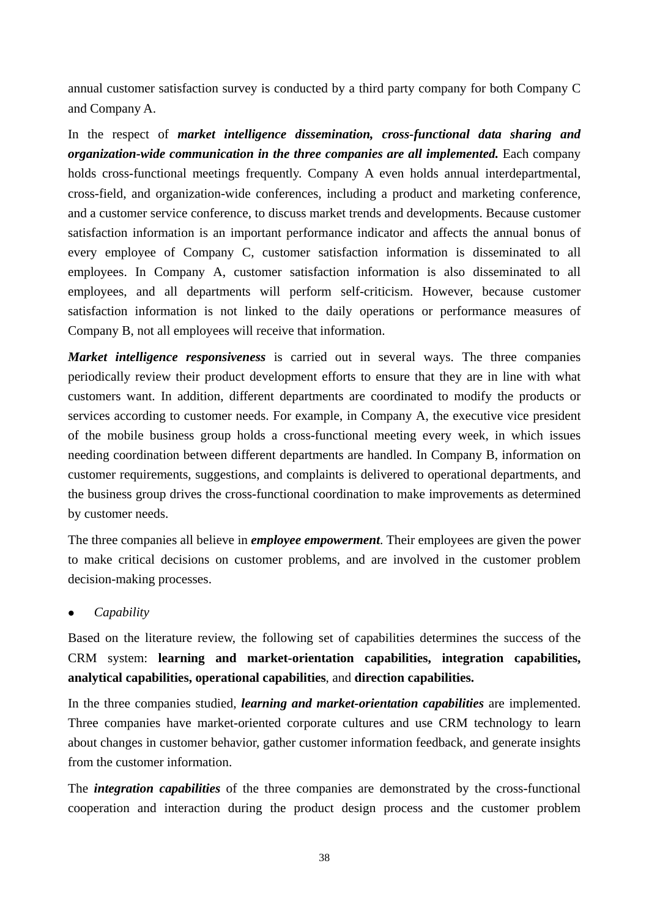annual customer satisfaction survey is conducted by a third party company for both Company C and Company A.

In the respect of ***market intelligence dissemination, cross-functional data sharing and organization-wide communication in the three companies are all implemented.*** Each company holds cross-functional meetings frequently. Company A even holds annual interdepartmental, cross-field, and organization-wide conferences, including a product and marketing conference, and a customer service conference, to discuss market trends and developments. Because customer satisfaction information is an important performance indicator and affects the annual bonus of every employee of Company C, customer satisfaction information is disseminated to all employees. In Company A, customer satisfaction information is also disseminated to all employees, and all departments will perform self-criticism. However, because customer satisfaction information is not linked to the daily operations or performance measures of Company B, not all employees will receive that information.

***Market intelligence responsiveness*** is carried out in several ways. The three companies periodically review their product development efforts to ensure that they are in line with what customers want. In addition, different departments are coordinated to modify the products or services according to customer needs. For example, in Company A, the executive vice president of the mobile business group holds a cross-functional meeting every week, in which issues needing coordination between different departments are handled. In Company B, information on customer requirements, suggestions, and complaints is delivered to operational departments, and the business group drives the cross-functional coordination to make improvements as determined by customer needs.

The three companies all believe in ***employee empowerment***. Their employees are given the power to make critical decisions on customer problems, and are involved in the customer problem decision-making processes.

- *Capability*

Based on the literature review, the following set of capabilities determines the success of the CRM system: **learning and market-orientation capabilities, integration capabilities, analytical capabilities, operational capabilities**, and **direction capabilities.**

In the three companies studied, ***learning and market-orientation capabilities*** are implemented. Three companies have market-oriented corporate cultures and use CRM technology to learn about changes in customer behavior, gather customer information feedback, and generate insights from the customer information.

The ***integration capabilities*** of the three companies are demonstrated by the cross-functional cooperation and interaction during the product design process and the customer problem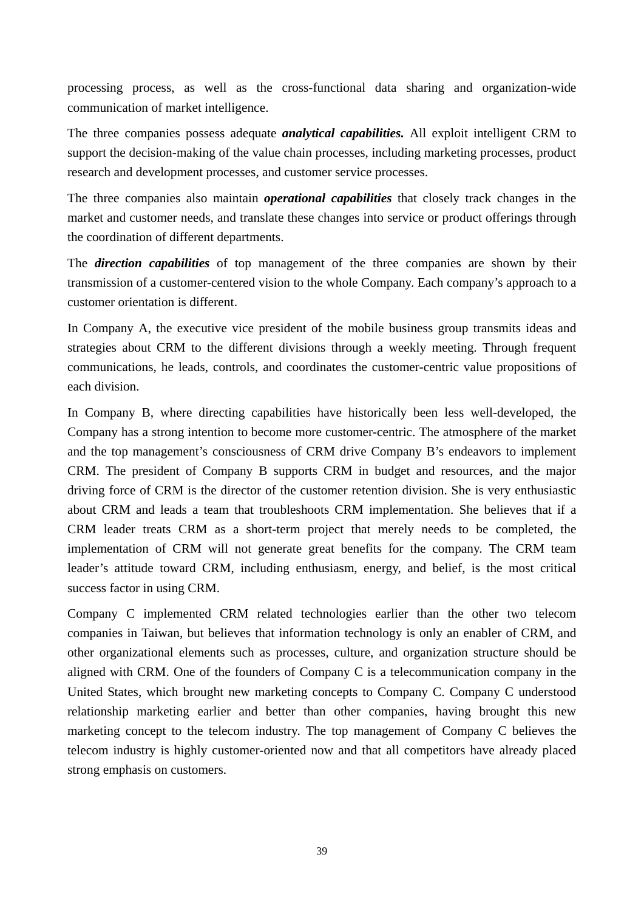processing process, as well as the cross-functional data sharing and organization-wide communication of market intelligence.

The three companies possess adequate ***analytical capabilities.*** All exploit intelligent CRM to support the decision-making of the value chain processes, including marketing processes, product research and development processes, and customer service processes.

The three companies also maintain ***operational capabilities*** that closely track changes in the market and customer needs, and translate these changes into service or product offerings through the coordination of different departments.

The ***direction capabilities*** of top management of the three companies are shown by their transmission of a customer-centered vision to the whole Company. Each company's approach to a customer orientation is different.

In Company A, the executive vice president of the mobile business group transmits ideas and strategies about CRM to the different divisions through a weekly meeting. Through frequent communications, he leads, controls, and coordinates the customer-centric value propositions of each division.

In Company B, where directing capabilities have historically been less well-developed, the Company has a strong intention to become more customer-centric. The atmosphere of the market and the top management's consciousness of CRM drive Company B's endeavors to implement CRM. The president of Company B supports CRM in budget and resources, and the major driving force of CRM is the director of the customer retention division. She is very enthusiastic about CRM and leads a team that troubleshoots CRM implementation. She believes that if a CRM leader treats CRM as a short-term project that merely needs to be completed, the implementation of CRM will not generate great benefits for the company. The CRM team leader's attitude toward CRM, including enthusiasm, energy, and belief, is the most critical success factor in using CRM.

Company C implemented CRM related technologies earlier than the other two telecom companies in Taiwan, but believes that information technology is only an enabler of CRM, and other organizational elements such as processes, culture, and organization structure should be aligned with CRM. One of the founders of Company C is a telecommunication company in the United States, which brought new marketing concepts to Company C. Company C understood relationship marketing earlier and better than other companies, having brought this new marketing concept to the telecom industry. The top management of Company C believes the telecom industry is highly customer-oriented now and that all competitors have already placed strong emphasis on customers.